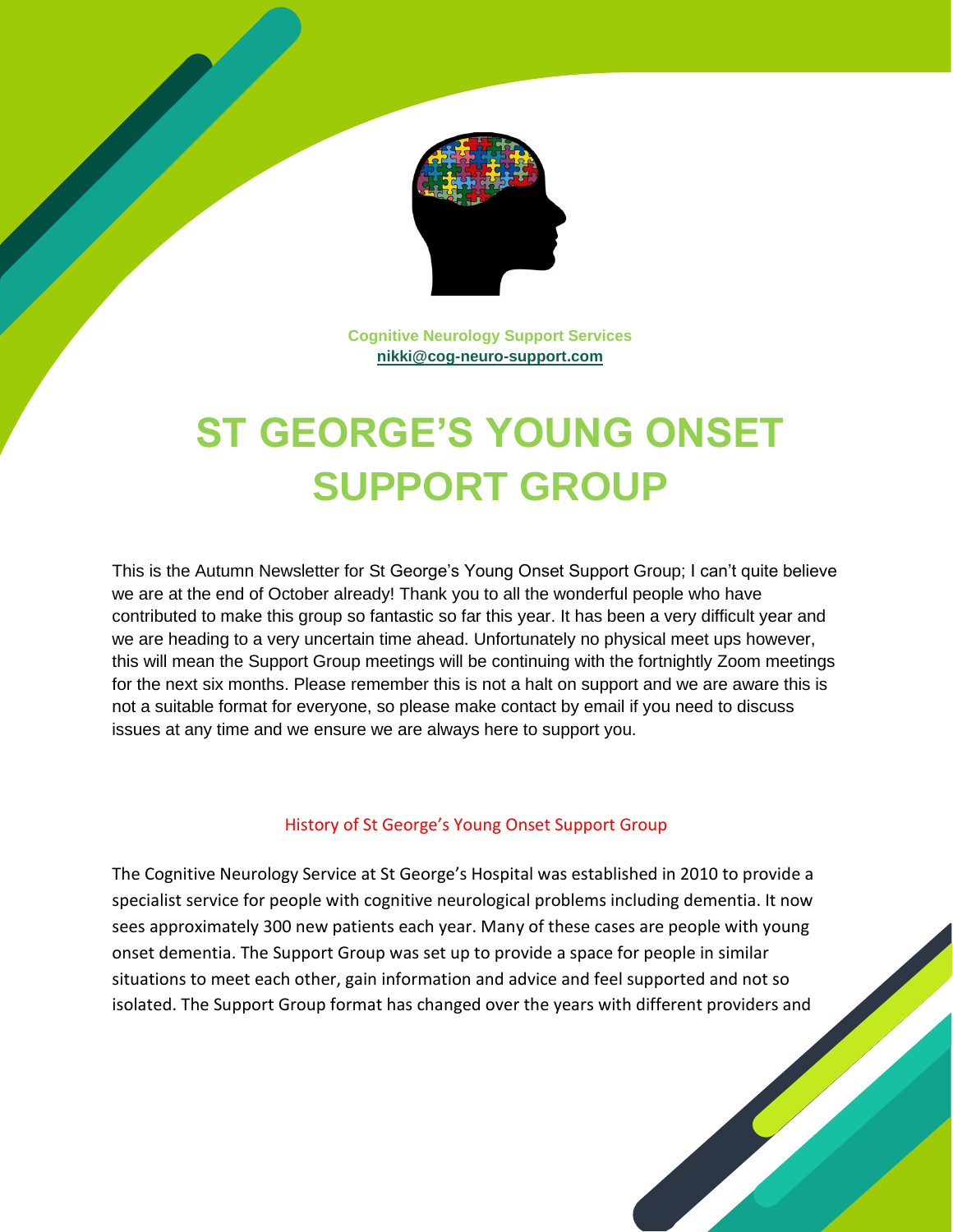Cognitive Neurology Support Services
nikki@cog-neuro-support.com

# ST GEORGE'S YOUNG ONSET SUPPORT GROUP

This is the Autumn Newsletter for St George's Young Onset Support Group; I can't quite believe we are at the end of October already! Thank you to all the wonderful people who have contributed to make this group so fantastic so far this year. It has been a very difficult year and we are heading to a very uncertain time ahead. Unfortunately no physical meet ups however, this will mean the Support Group meetings will be continuing with the fortnightly Zoom meetings for the next six months. Please remember this is not a halt on support and we are aware this is not a suitable format for everyone, so please make contact by email if you need to discuss issues at any time and we ensure we are always here to support you.

## History of St George's Young Onset Support Group

The Cognitive Neurology Service at St George's Hospital was established in 2010 to provide a specialist service for people with cognitive neurological problems including dementia. It now sees approximately 300 new patients each year. Many of these cases are people with young onset dementia. The Support Group was set up to provide a space for people in similar situations to meet each other, gain information and advice and feel supported and not so isolated. The Support Group format has changed over the years with different providers and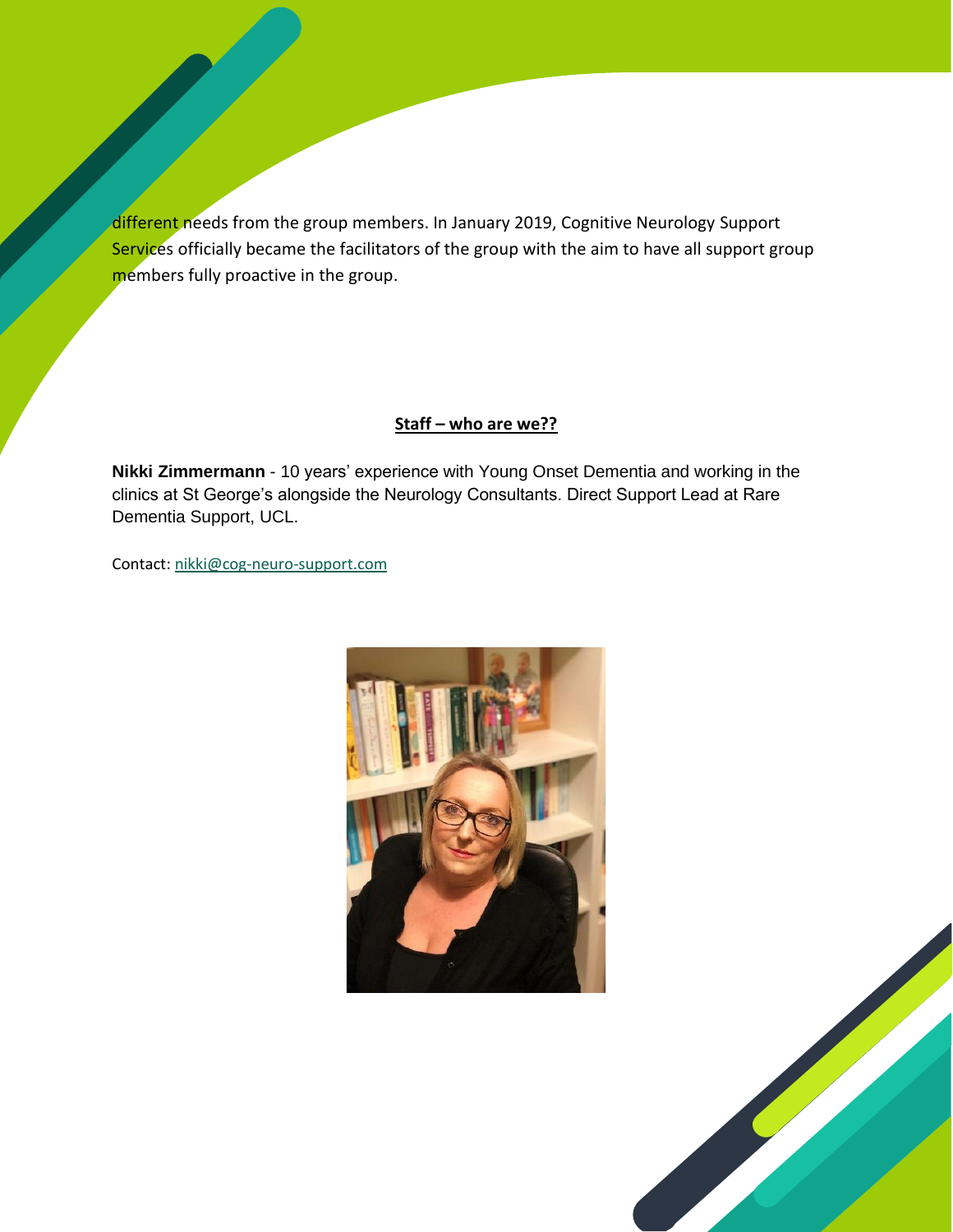different needs from the group members. In January 2019, Cognitive Neurology Support Services officially became the facilitators of the group with the aim to have all support group members fully proactive in the group.

## Staff – who are we??

**Nikki Zimmermann** - 10 years' experience with Young Onset Dementia and working in the clinics at St George's alongside the Neurology Consultants. Direct Support Lead at Rare Dementia Support, UCL.

Contact: nikki@cog-neuro-support.com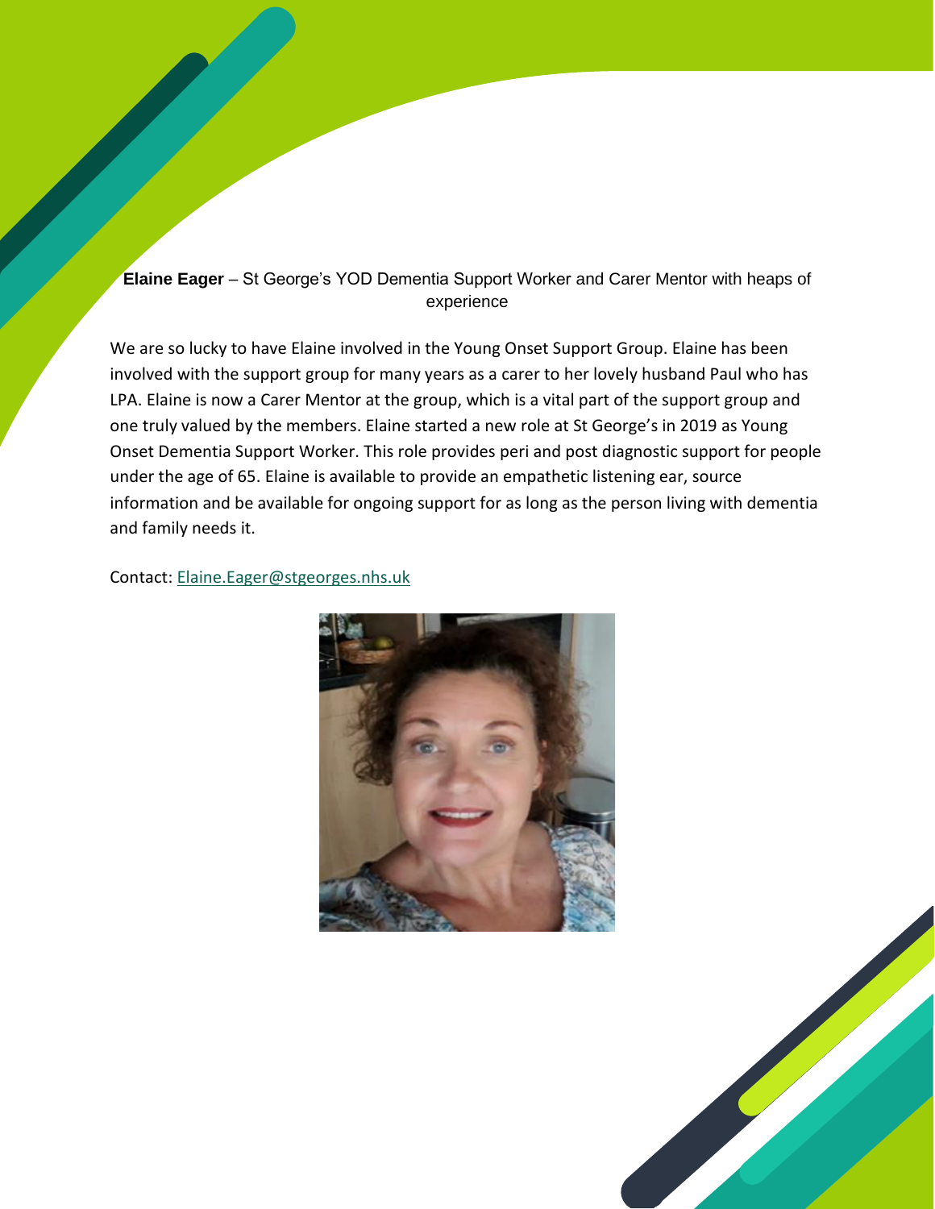**Elaine Eager** – St George's YOD Dementia Support Worker and Carer Mentor with heaps of experience

We are so lucky to have Elaine involved in the Young Onset Support Group. Elaine has been involved with the support group for many years as a carer to her lovely husband Paul who has LPA. Elaine is now a Carer Mentor at the group, which is a vital part of the support group and one truly valued by the members. Elaine started a new role at St George's in 2019 as Young Onset Dementia Support Worker. This role provides peri and post diagnostic support for people under the age of 65. Elaine is available to provide an empathetic listening ear, source information and be available for ongoing support for as long as the person living with dementia and family needs it.

Contact: [Elaine.Eager@stgeorges.nhs.uk](mailto:Elaine.Eager@stgeorges.nhs.uk)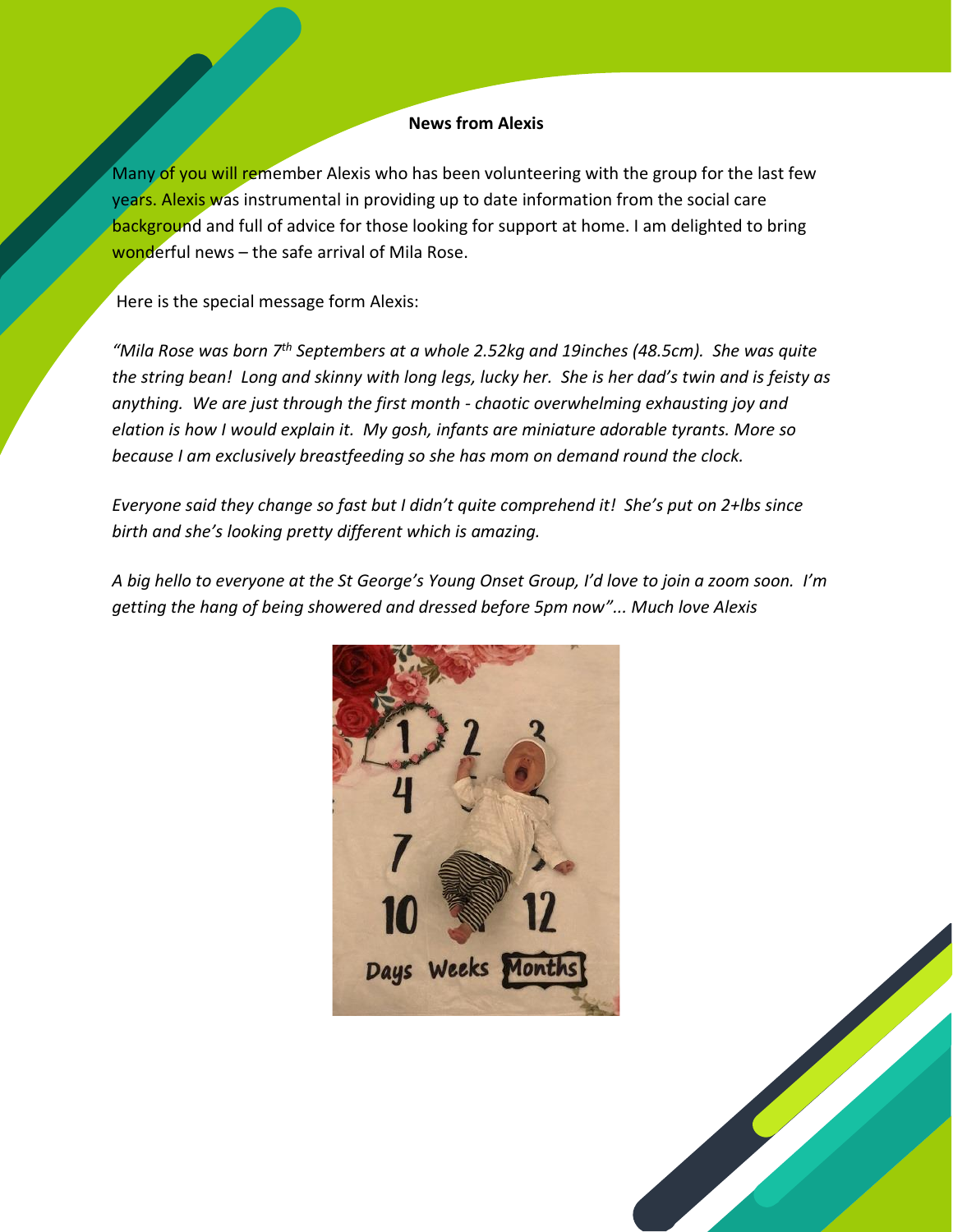**News from Alexis**

Many of you will remember Alexis who has been volunteering with the group for the last few years. Alexis was instrumental in providing up to date information from the social care background and full of advice for those looking for support at home. I am delighted to bring wonderful news – the safe arrival of Mila Rose.

Here is the special message form Alexis:

*"Mila Rose was born 7th Septembers at a whole 2.52kg and 19inches (48.5cm). She was quite the string bean! Long and skinny with long legs, lucky her. She is her dad's twin and is feisty as anything. We are just through the first month - chaotic overwhelming exhausting joy and elation is how I would explain it. My gosh, infants are miniature adorable tyrants. More so because I am exclusively breastfeeding so she has mom on demand round the clock.*

*Everyone said they change so fast but I didn't quite comprehend it! She's put on 2+lbs since birth and she's looking pretty different which is amazing.*

*A big hello to everyone at the St George's Young Onset Group, I'd love to join a zoom soon. I'm getting the hang of being showered and dressed before 5pm now"... Much love Alexis*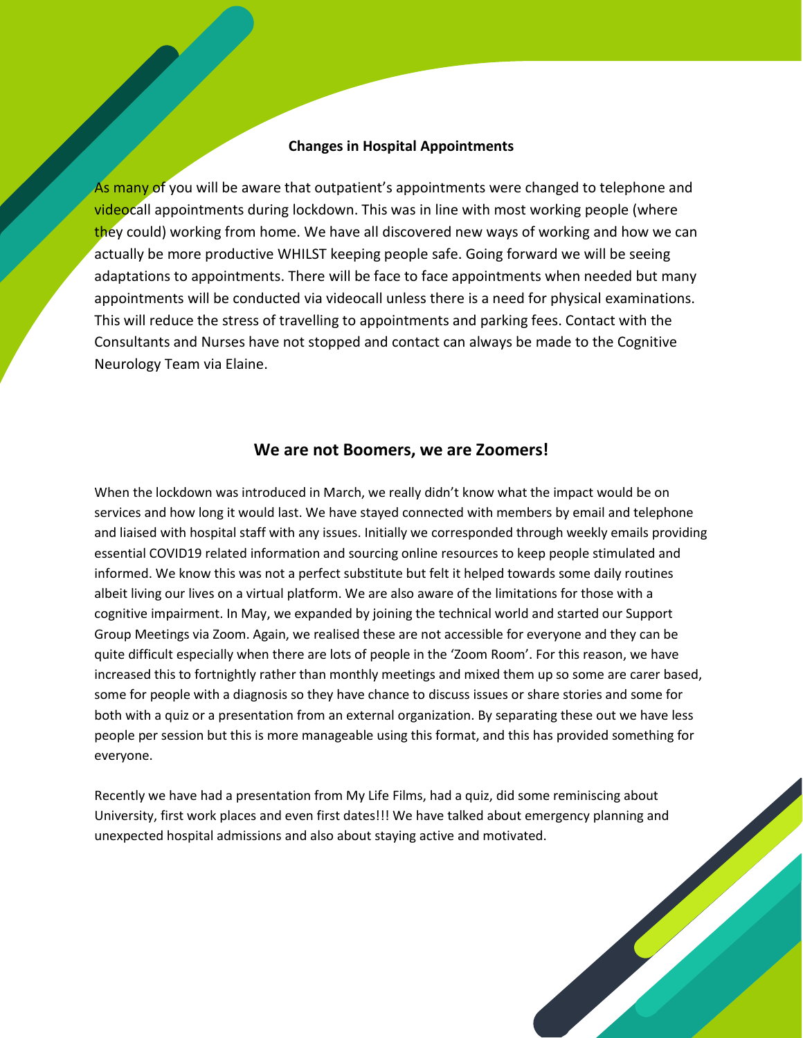**Changes in Hospital Appointments**

As many of you will be aware that outpatient's appointments were changed to telephone and videocall appointments during lockdown. This was in line with most working people (where they could) working from home. We have all discovered new ways of working and how we can actually be more productive WHILST keeping people safe. Going forward we will be seeing adaptations to appointments. There will be face to face appointments when needed but many appointments will be conducted via videocall unless there is a need for physical examinations. This will reduce the stress of travelling to appointments and parking fees. Contact with the Consultants and Nurses have not stopped and contact can always be made to the Cognitive Neurology Team via Elaine.

## We are not Boomers, we are Zoomers!

When the lockdown was introduced in March, we really didn't know what the impact would be on services and how long it would last. We have stayed connected with members by email and telephone and liaised with hospital staff with any issues. Initially we corresponded through weekly emails providing essential COVID19 related information and sourcing online resources to keep people stimulated and informed. We know this was not a perfect substitute but felt it helped towards some daily routines albeit living our lives on a virtual platform. We are also aware of the limitations for those with a cognitive impairment. In May, we expanded by joining the technical world and started our Support Group Meetings via Zoom. Again, we realised these are not accessible for everyone and they can be quite difficult especially when there are lots of people in the 'Zoom Room'. For this reason, we have increased this to fortnightly rather than monthly meetings and mixed them up so some are carer based, some for people with a diagnosis so they have chance to discuss issues or share stories and some for both with a quiz or a presentation from an external organization. By separating these out we have less people per session but this is more manageable using this format, and this has provided something for everyone.

Recently we have had a presentation from My Life Films, had a quiz, did some reminiscing about University, first work places and even first dates!!! We have talked about emergency planning and unexpected hospital admissions and also about staying active and motivated.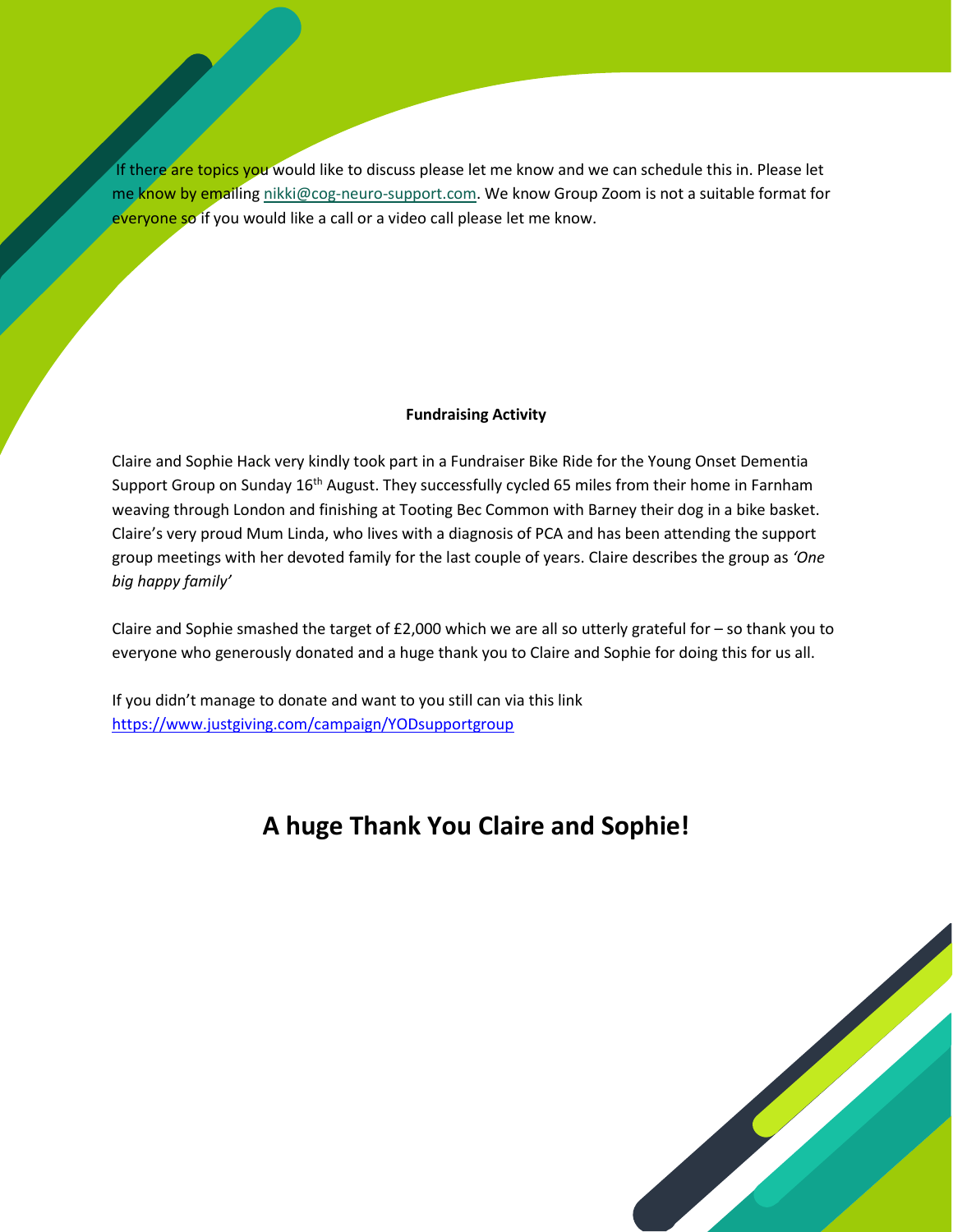If there are topics you would like to discuss please let me know and we can schedule this in. Please let me know by emailing [nikki@cog-neuro-support.com](mailto:nikki@cog-neuro-support.com). We know Group Zoom is not a suitable format for everyone so if you would like a call or a video call please let me know.

**Fundraising Activity**

Claire and Sophie Hack very kindly took part in a Fundraiser Bike Ride for the Young Onset Dementia Support Group on Sunday 16th August. They successfully cycled 65 miles from their home in Farnham weaving through London and finishing at Tooting Bec Common with Barney their dog in a bike basket. Claire's very proud Mum Linda, who lives with a diagnosis of PCA and has been attending the support group meetings with her devoted family for the last couple of years. Claire describes the group as *'One big happy family'*

Claire and Sophie smashed the target of £2,000 which we are all so utterly grateful for – so thank you to everyone who generously donated and a huge thank you to Claire and Sophie for doing this for us all.

If you didn't manage to donate and want to you still can via this link
[https://www.justgiving.com/campaign/YODsupportgroup](https://www.justgiving.com/campaign/YODsupportgroup)

## A huge Thank You Claire and Sophie!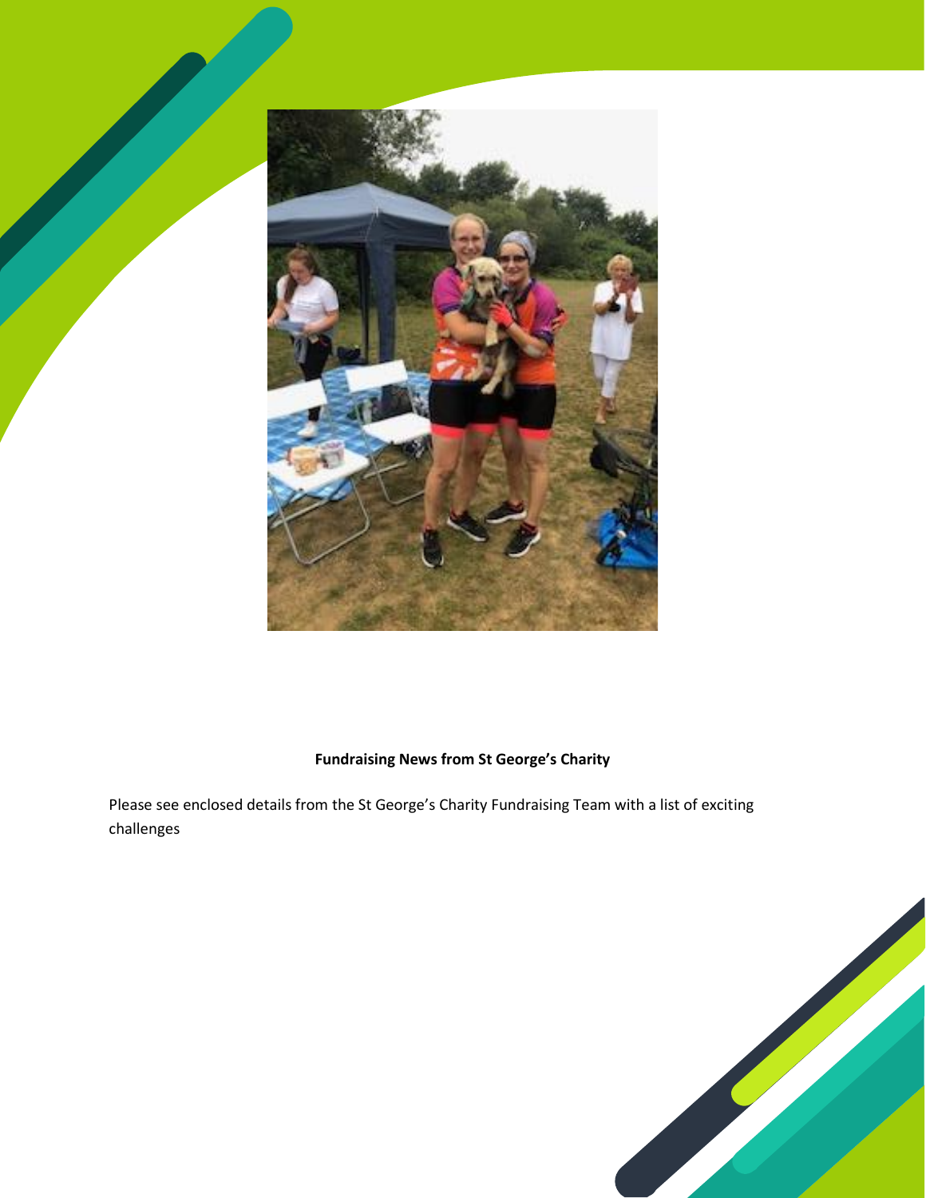**Fundraising News from St George's Charity**

Please see enclosed details from the St George's Charity Fundraising Team with a list of exciting challenges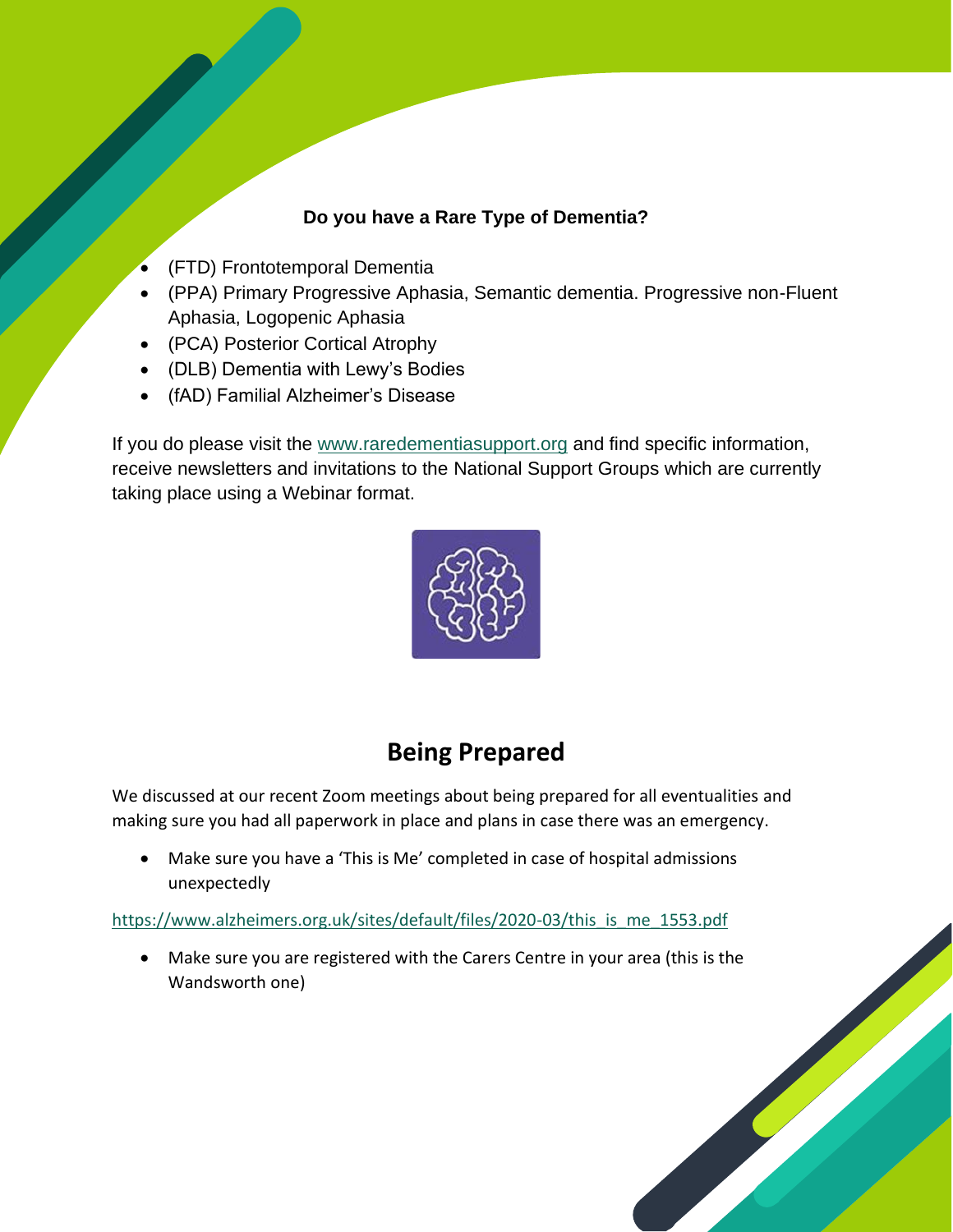**Do you have a Rare Type of Dementia?**

- (FTD) Frontotemporal Dementia
- (PPA) Primary Progressive Aphasia, Semantic dementia. Progressive non-Fluent Aphasia, Logopenic Aphasia
- (PCA) Posterior Cortical Atrophy
- (DLB) Dementia with Lewy's Bodies
- (fAD) Familial Alzheimer's Disease

If you do please visit the www.raredementiasupport.org and find specific information, receive newsletters and invitations to the National Support Groups which are currently taking place using a Webinar format.

## Being Prepared

We discussed at our recent Zoom meetings about being prepared for all eventualities and making sure you had all paperwork in place and plans in case there was an emergency.

- Make sure you have a 'This is Me' completed in case of hospital admissions unexpectedly

https://www.alzheimers.org.uk/sites/default/files/2020-03/this_is_me_1553.pdf

- Make sure you are registered with the Carers Centre in your area (this is the Wandsworth one)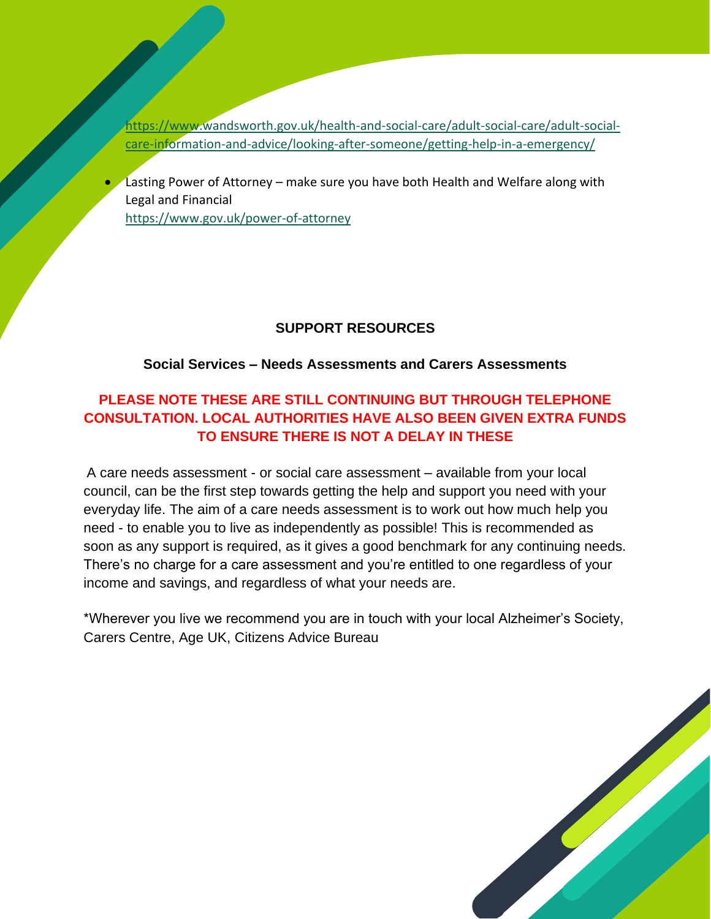https://www.wandsworth.gov.uk/health-and-social-care/adult-social-care/adult-social-care-information-and-advice/looking-after-someone/getting-help-in-a-emergency/

- Lasting Power of Attorney – make sure you have both Health and Welfare along with Legal and Financial
  https://www.gov.uk/power-of-attorney

## SUPPORT RESOURCES

### Social Services – Needs Assessments and Carers Assessments

**PLEASE NOTE THESE ARE STILL CONTINUING BUT THROUGH TELEPHONE CONSULTATION. LOCAL AUTHORITIES HAVE ALSO BEEN GIVEN EXTRA FUNDS TO ENSURE THERE IS NOT A DELAY IN THESE**

A care needs assessment - or social care assessment – available from your local council, can be the first step towards getting the help and support you need with your everyday life. The aim of a care needs assessment is to work out how much help you need - to enable you to live as independently as possible! This is recommended as soon as any support is required, as it gives a good benchmark for any continuing needs. There's no charge for a care assessment and you're entitled to one regardless of your income and savings, and regardless of what your needs are.

*Wherever you live we recommend you are in touch with your local Alzheimer's Society, Carers Centre, Age UK, Citizens Advice Bureau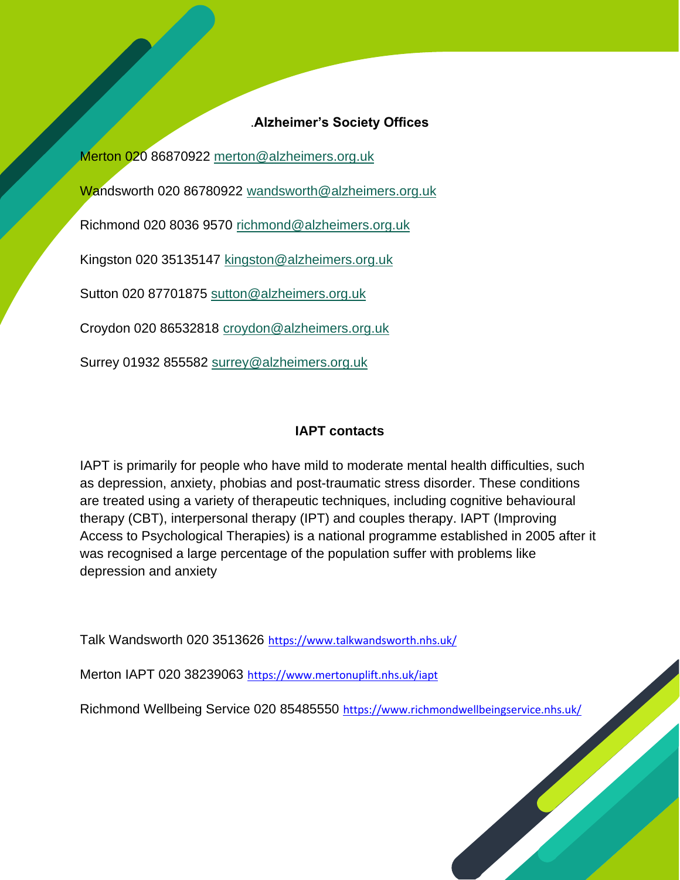## .Alzheimer's Society Offices

Merton 020 86870922 merton@alzheimers.org.uk

Wandsworth 020 86780922 wandsworth@alzheimers.org.uk

Richmond 020 8036 9570 richmond@alzheimers.org.uk

Kingston 020 35135147 kingston@alzheimers.org.uk

Sutton 020 87701875 sutton@alzheimers.org.uk

Croydon 020 86532818 croydon@alzheimers.org.uk

Surrey 01932 855582 surrey@alzheimers.org.uk

## IAPT contacts

IAPT is primarily for people who have mild to moderate mental health difficulties, such as depression, anxiety, phobias and post-traumatic stress disorder. These conditions are treated using a variety of therapeutic techniques, including cognitive behavioural therapy (CBT), interpersonal therapy (IPT) and couples therapy. IAPT (Improving Access to Psychological Therapies) is a national programme established in 2005 after it was recognised a large percentage of the population suffer with problems like depression and anxiety

Talk Wandsworth 020 3513626 https://www.talkwandsworth.nhs.uk/

Merton IAPT 020 38239063 https://www.mertonuplift.nhs.uk/iapt

Richmond Wellbeing Service 020 85485550 https://www.richmondwellbeingservice.nhs.uk/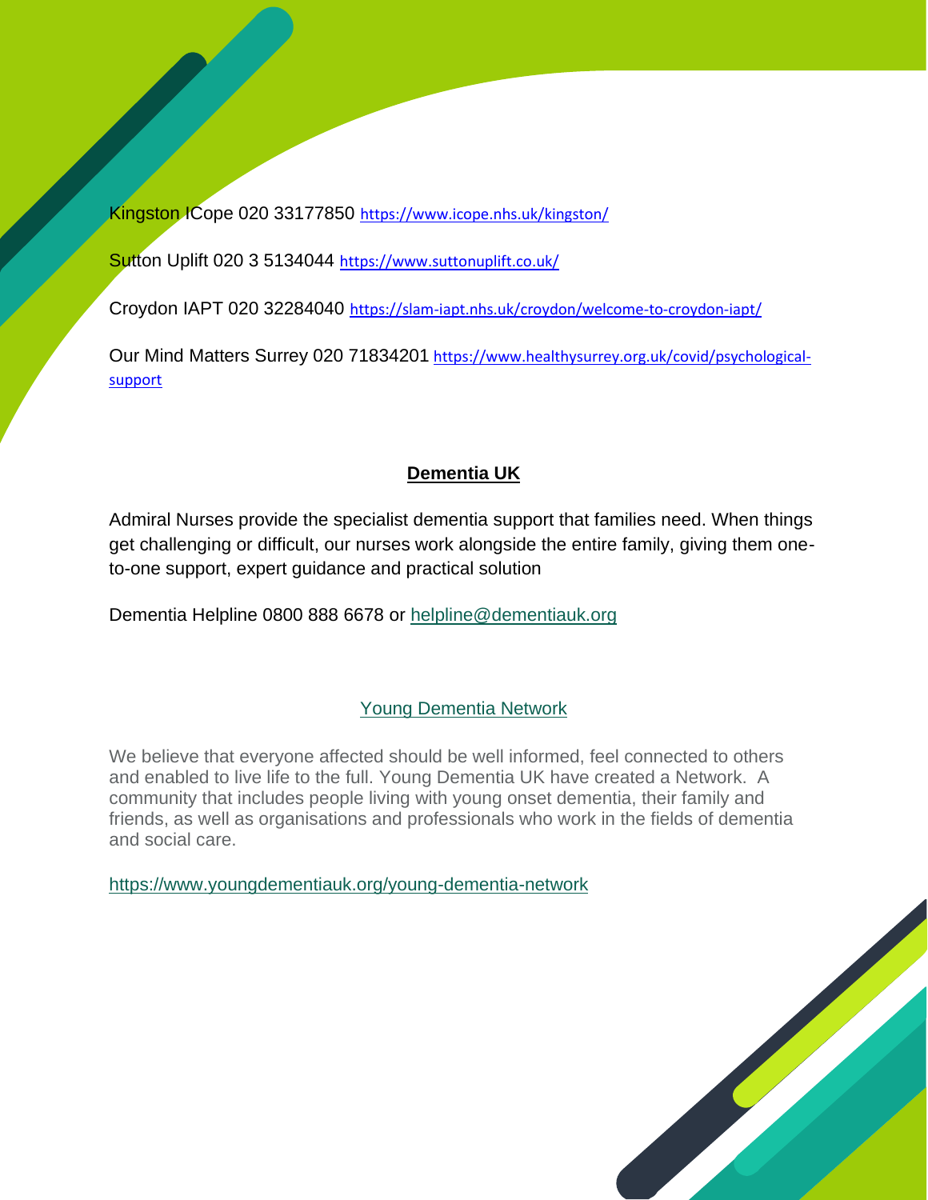Kingston ICope 020 33177850 https://www.icope.nhs.uk/kingston/

Sutton Uplift 020 3 5134044 https://www.suttonuplift.co.uk/

Croydon IAPT 020 32284040 https://slam-iapt.nhs.uk/croydon/welcome-to-croydon-iapt/

Our Mind Matters Surrey 020 71834201 https://www.healthysurrey.org.uk/covid/psychological-support

## Dementia UK

Admiral Nurses provide the specialist dementia support that families need. When things get challenging or difficult, our nurses work alongside the entire family, giving them one-to-one support, expert guidance and practical solution

Dementia Helpline 0800 888 6678 or helpline@dementiauk.org

## Young Dementia Network

We believe that everyone affected should be well informed, feel connected to others and enabled to live life to the full. Young Dementia UK have created a Network. A community that includes people living with young onset dementia, their family and friends, as well as organisations and professionals who work in the fields of dementia and social care.

https://www.youngdementiauk.org/young-dementia-network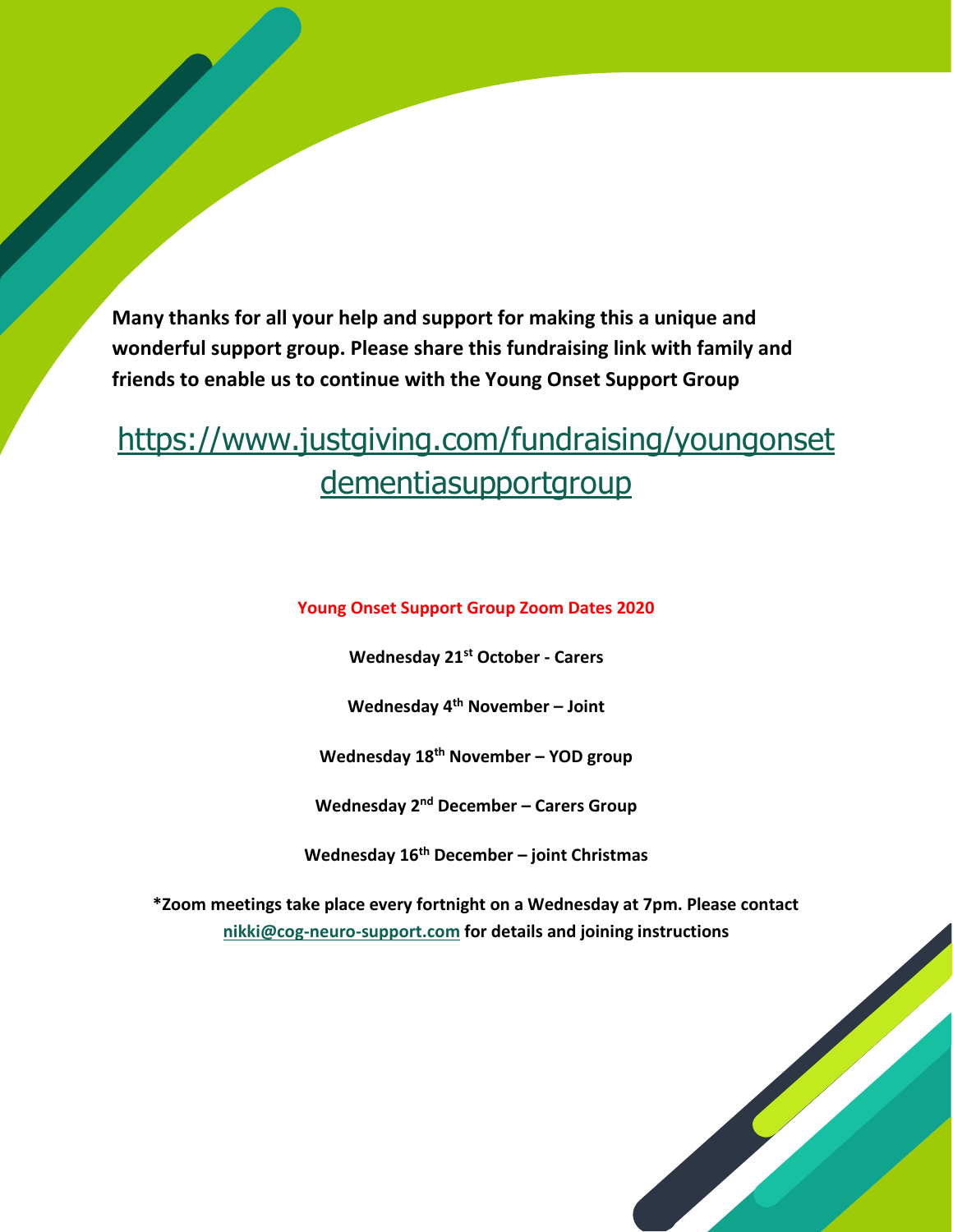**Many thanks for all your help and support for making this a unique and wonderful support group. Please share this fundraising link with family and friends to enable us to continue with the Young Onset Support Group**

https://www.justgiving.com/fundraising/youngonsetdementiasupportgroup

**Young Onset Support Group Zoom Dates 2020**

**Wednesday 21st October - Carers**

**Wednesday 4th November – Joint**

**Wednesday 18th November – YOD group**

**Wednesday 2nd December – Carers Group**

**Wednesday 16th December – joint Christmas**

**\*Zoom meetings take place every fortnight on a Wednesday at 7pm. Please contact nikki@cog-neuro-support.com for details and joining instructions**